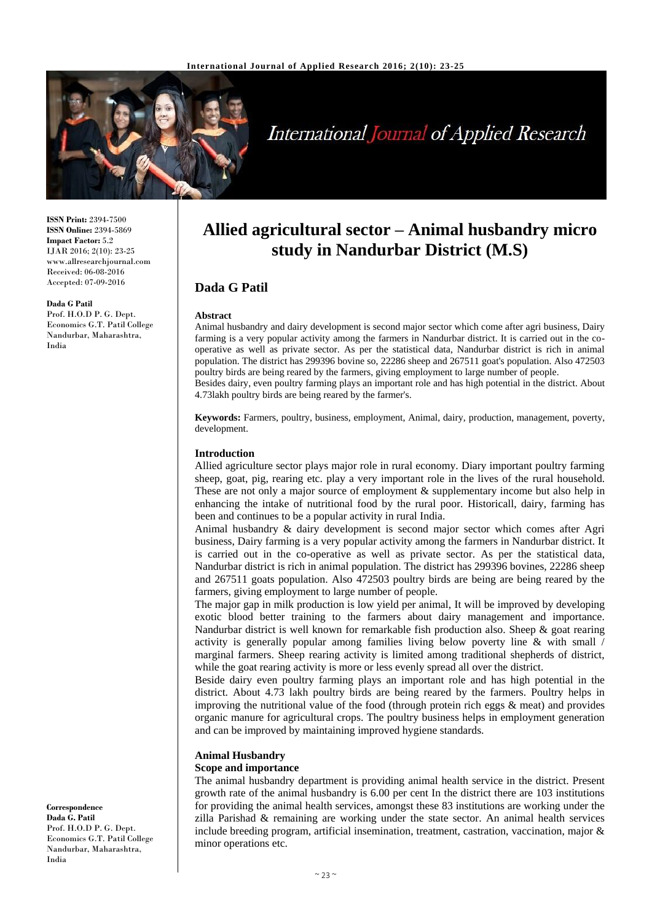# Allied agricultural sector – Animal husbandry micro study in Nandurbar District (M.S)

## Dada G Patil

**ISSN Print:** 2394-7500
**ISSN Online:** 2394-5869
**Impact Factor:** 5.2
IJAR 2016; 2(10): 23-25
www.allresearchjournal.com
Received: 06-08-2016
Accepted: 07-09-2016

**Dada G Patil**
Prof. H.O.D P. G. Dept. Economics G.T. Patil College Nandurbar, Maharashtra, India

**Correspondence**
**Dada G. Patil**
Prof. H.O.D P. G. Dept. Economics G.T. Patil College Nandurbar, Maharashtra, India

**Abstract**

Animal husbandry and dairy development is second major sector which come after agri business, Dairy farming is a very popular activity among the farmers in Nandurbar district. It is carried out in the co-operative as well as private sector. As per the statistical data, Nandurbar district is rich in animal population. The district has 299396 bovine so, 22286 sheep and 267511 goat's population. Also 472503 poultry birds are being reared by the farmers, giving employment to large number of people.

Besides dairy, even poultry farming plays an important role and has high potential in the district. About 4.73lakh poultry birds are being reared by the farmer's.

**Keywords:** Farmers, poultry, business, employment, Animal, dairy, production, management, poverty, development.

### Introduction

Allied agriculture sector plays major role in rural economy. Diary important poultry farming sheep, goat, pig, rearing etc. play a very important role in the lives of the rural household. These are not only a major source of employment & supplementary income but also help in enhancing the intake of nutritional food by the rural poor. Historicall, dairy, farming has been and continues to be a popular activity in rural India.

Animal husbandry & dairy development is second major sector which comes after Agri business, Dairy farming is a very popular activity among the farmers in Nandurbar district. It is carried out in the co-operative as well as private sector. As per the statistical data, Nandurbar district is rich in animal population. The district has 299396 bovines, 22286 sheep and 267511 goats population. Also 472503 poultry birds are being are being reared by the farmers, giving employment to large number of people.

The major gap in milk production is low yield per animal, It will be improved by developing exotic blood better training to the farmers about dairy management and importance. Nandurbar district is well known for remarkable fish production also. Sheep & goat rearing activity is generally popular among families living below poverty line & with small / marginal farmers. Sheep rearing activity is limited among traditional shepherds of district, while the goat rearing activity is more or less evenly spread all over the district.

Beside dairy even poultry farming plays an important role and has high potential in the district. About 4.73 lakh poultry birds are being reared by the farmers. Poultry helps in improving the nutritional value of the food (through protein rich eggs & meat) and provides organic manure for agricultural crops. The poultry business helps in employment generation and can be improved by maintaining improved hygiene standards.

### Animal Husbandry

#### Scope and importance

The animal husbandry department is providing animal health service in the district. Present growth rate of the animal husbandry is 6.00 per cent In the district there are 103 institutions for providing the animal health services, amongst these 83 institutions are working under the zilla Parishad & remaining are working under the state sector. An animal health services include breeding program, artificial insemination, treatment, castration, vaccination, major & minor operations etc.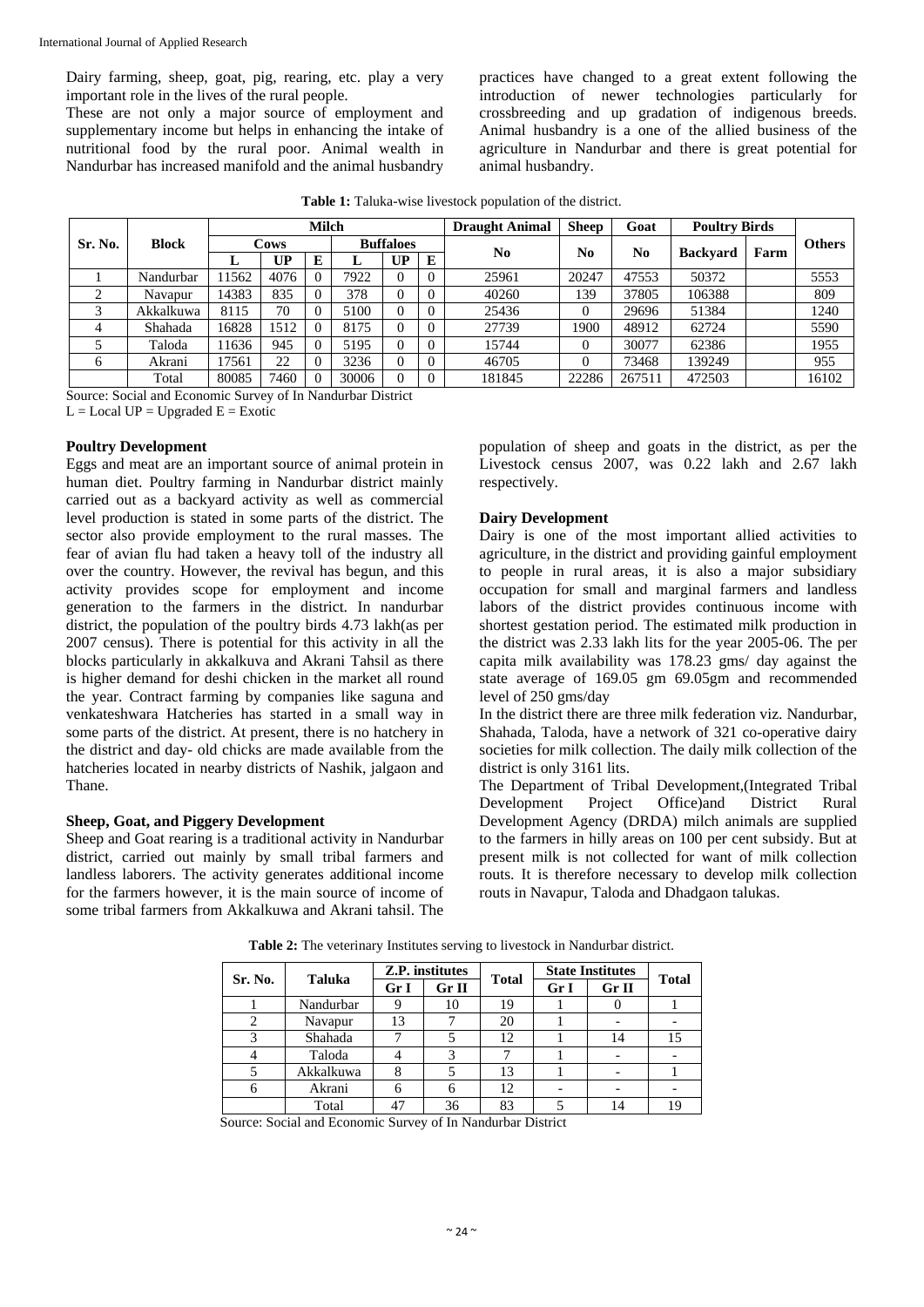Dairy farming, sheep, goat, pig, rearing, etc. play a very important role in the lives of the rural people.

These are not only a major source of employment and supplementary income but helps in enhancing the intake of nutritional food by the rural poor. Animal wealth in Nandurbar has increased manifold and the animal husbandry practices have changed to a great extent following the introduction of newer technologies particularly for crossbreeding and up gradation of indigenous breeds. Animal husbandry is a one of the allied business of the agriculture in Nandurbar and there is great potential for animal husbandry.

**Table 1:** Taluka-wise livestock population of the district.

| Sr. No. | Block | Milch | | | | | | Draught Animal | Sheep | Goat | Poultry Birds | | Others |
|---|---|---|---|---|---|---|---|---|---|---|---|---|---|
| | | Cows | | | Buffaloes | | | No | No | No | Backyard | Farm | |
| | | L | UP | E | L | UP | E | | | | | | |
| 1 | Nandurbar | 11562 | 4076 | 0 | 7922 | 0 | 0 | 25961 | 20247 | 47553 | 50372 | | 5553 |
| 2 | Navapur | 14383 | 835 | 0 | 378 | 0 | 0 | 40260 | 139 | 37805 | 106388 | | 809 |
| 3 | Akkalkuwa | 8115 | 70 | 0 | 5100 | 0 | 0 | 25436 | 0 | 29696 | 51384 | | 1240 |
| 4 | Shahada | 16828 | 1512 | 0 | 8175 | 0 | 0 | 27739 | 1900 | 48912 | 62724 | | 5590 |
| 5 | Taloda | 11636 | 945 | 0 | 5195 | 0 | 0 | 15744 | 0 | 30077 | 62386 | | 1955 |
| 6 | Akrani | 17561 | 22 | 0 | 3236 | 0 | 0 | 46705 | 0 | 73468 | 139249 | | 955 |
| | Total | 80085 | 7460 | 0 | 30006 | 0 | 0 | 181845 | 22286 | 267511 | 472503 | | 16102 |

Source: Social and Economic Survey of In Nandurbar District

L = Local UP = Upgraded E = Exotic

### Poultry Development

Eggs and meat are an important source of animal protein in human diet. Poultry farming in Nandurbar district mainly carried out as a backyard activity as well as commercial level production is stated in some parts of the district. The sector also provide employment to the rural masses. The fear of avian flu had taken a heavy toll of the industry all over the country. However, the revival has begun, and this activity provides scope for employment and income generation to the farmers in the district. In nandurbar district, the population of the poultry birds 4.73 lakh(as per 2007 census). There is potential for this activity in all the blocks particularly in akkalkuva and Akrani Tahsil as there is higher demand for deshi chicken in the market all round the year. Contract farming by companies like saguna and venkateshwara Hatcheries has started in a small way in some parts of the district. At present, there is no hatchery in the district and day- old chicks are made available from the hatcheries located in nearby districts of Nashik, jalgaon and Thane.

### Sheep, Goat, and Piggery Development

Sheep and Goat rearing is a traditional activity in Nandurbar district, carried out mainly by small tribal farmers and landless laborers. The activity generates additional income for the farmers however, it is the main source of income of some tribal farmers from Akkalkuwa and Akrani tahsil. The population of sheep and goats in the district, as per the Livestock census 2007, was 0.22 lakh and 2.67 lakh respectively.

### Dairy Development

Dairy is one of the most important allied activities to agriculture, in the district and providing gainful employment to people in rural areas, it is also a major subsidiary occupation for small and marginal farmers and landless labors of the district provides continuous income with shortest gestation period. The estimated milk production in the district was 2.33 lakh lits for the year 2005-06. The per capita milk availability was 178.23 gms/ day against the state average of 169.05 gm 69.05gm and recommended level of 250 gms/day

In the district there are three milk federation viz. Nandurbar, Shahada, Taloda, have a network of 321 co-operative dairy societies for milk collection. The daily milk collection of the district is only 3161 lits.

The Department of Tribal Development,(Integrated Tribal Development Project Office)and District Rural Development Agency (DRDA) milch animals are supplied to the farmers in hilly areas on 100 per cent subsidy. But at present milk is not collected for want of milk collection routs. It is therefore necessary to develop milk collection routs in Navapur, Taloda and Dhadgaon talukas.

**Table 2:** The veterinary Institutes serving to livestock in Nandurbar district.

| Sr. No. | Taluka | Z.P. institutes | | Total | State Institutes | | Total |
|---|---|---|---|---|---|---|---|
| | | Gr I | Gr II | | Gr I | Gr II | |
| 1 | Nandurbar | 9 | 10 | 19 | 1 | 0 | 1 |
| 2 | Navapur | 13 | 7 | 20 | 1 | - | - |
| 3 | Shahada | 7 | 5 | 12 | 1 | 14 | 15 |
| 4 | Taloda | 4 | 3 | 7 | 1 | - | - |
| 5 | Akkalkuwa | 8 | 5 | 13 | 1 | - | 1 |
| 6 | Akrani | 6 | 6 | 12 | - | - | - |
| | Total | 47 | 36 | 83 | 5 | 14 | 19 |

Source: Social and Economic Survey of In Nandurbar District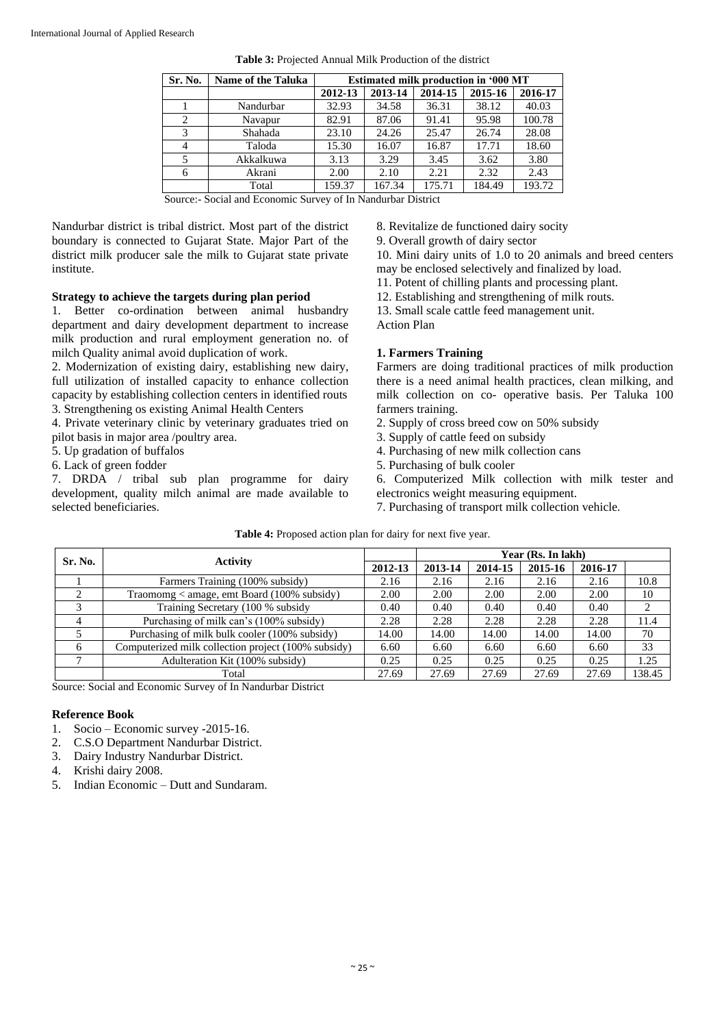**Table 3:** Projected Annual Milk Production of the district

| Sr. No. | Name of the Taluka | Estimated milk production in '000 MT | | | | |
|---|---|---|---|---|---|---|
| | | 2012-13 | 2013-14 | 2014-15 | 2015-16 | 2016-17 |
| 1 | Nandurbar | 32.93 | 34.58 | 36.31 | 38.12 | 40.03 |
| 2 | Navapur | 82.91 | 87.06 | 91.41 | 95.98 | 100.78 |
| 3 | Shahada | 23.10 | 24.26 | 25.47 | 26.74 | 28.08 |
| 4 | Taloda | 15.30 | 16.07 | 16.87 | 17.71 | 18.60 |
| 5 | Akkalkuwa | 3.13 | 3.29 | 3.45 | 3.62 | 3.80 |
| 6 | Akrani | 2.00 | 2.10 | 2.21 | 2.32 | 2.43 |
| | Total | 159.37 | 167.34 | 175.71 | 184.49 | 193.72 |

Source:- Social and Economic Survey of In Nandurbar District

Nandurbar district is tribal district. Most part of the district boundary is connected to Gujarat State. Major Part of the district milk producer sale the milk to Gujarat state private institute.

**Strategy to achieve the targets during plan period**

1. Better co-ordination between animal husbandry department and dairy development department to increase milk production and rural employment generation no. of milch Quality animal avoid duplication of work.
2. Modernization of existing dairy, establishing new dairy, full utilization of installed capacity to enhance collection capacity by establishing collection centers in identified routs
3. Strengthening os existing Animal Health Centers
4. Private veterinary clinic by veterinary graduates tried on pilot basis in major area /poultry area.
5. Up gradation of buffalos
6. Lack of green fodder
7. DRDA / tribal sub plan programme for dairy development, quality milch animal are made available to selected beneficiaries.
8. Revitalize de functioned dairy socity
9. Overall growth of dairy sector
10. Mini dairy units of 1.0 to 20 animals and breed centers may be enclosed selectively and finalized by load.
11. Potent of chilling plants and processing plant.
12. Establishing and strengthening of milk routs.
13. Small scale cattle feed management unit.

Action Plan

**1. Farmers Training**

Farmers are doing traditional practices of milk production there is a need animal health practices, clean milking, and milk collection on co- operative basis. Per Taluka 100 farmers training.

2. Supply of cross breed cow on 50% subsidy
3. Supply of cattle feed on subsidy
4. Purchasing of new milk collection cans
5. Purchasing of bulk cooler
6. Computerized Milk collection with milk tester and electronics weight measuring equipment.
7. Purchasing of transport milk collection vehicle.

**Table 4:** Proposed action plan for dairy for next five year.

| Sr. No. | Activity | | Year (Rs. In lakh) | | | | |
|---|---|---|---|---|---|---|---|
| | | 2012-13 | 2013-14 | 2014-15 | 2015-16 | 2016-17 | |
| 1 | Farmers Training (100% subsidy) | 2.16 | 2.16 | 2.16 | 2.16 | 2.16 | 10.8 |
| 2 | Traomomg < amage, emt Board (100% subsidy) | 2.00 | 2.00 | 2.00 | 2.00 | 2.00 | 10 |
| 3 | Training Secretary (100 % subsidy | 0.40 | 0.40 | 0.40 | 0.40 | 0.40 | 2 |
| 4 | Purchasing of milk can's (100% subsidy) | 2.28 | 2.28 | 2.28 | 2.28 | 2.28 | 11.4 |
| 5 | Purchasing of milk bulk cooler (100% subsidy) | 14.00 | 14.00 | 14.00 | 14.00 | 14.00 | 70 |
| 6 | Computerized milk collection project (100% subsidy) | 6.60 | 6.60 | 6.60 | 6.60 | 6.60 | 33 |
| 7 | Adulteration Kit (100% subsidy) | 0.25 | 0.25 | 0.25 | 0.25 | 0.25 | 1.25 |
| | Total | 27.69 | 27.69 | 27.69 | 27.69 | 27.69 | 138.45 |

Source: Social and Economic Survey of In Nandurbar District

**Reference Book**

1. Socio – Economic survey -2015-16.
2. C.S.O Department Nandurbar District.
3. Dairy Industry Nandurbar District.
4. Krishi dairy 2008.
5. Indian Economic – Dutt and Sundaram.